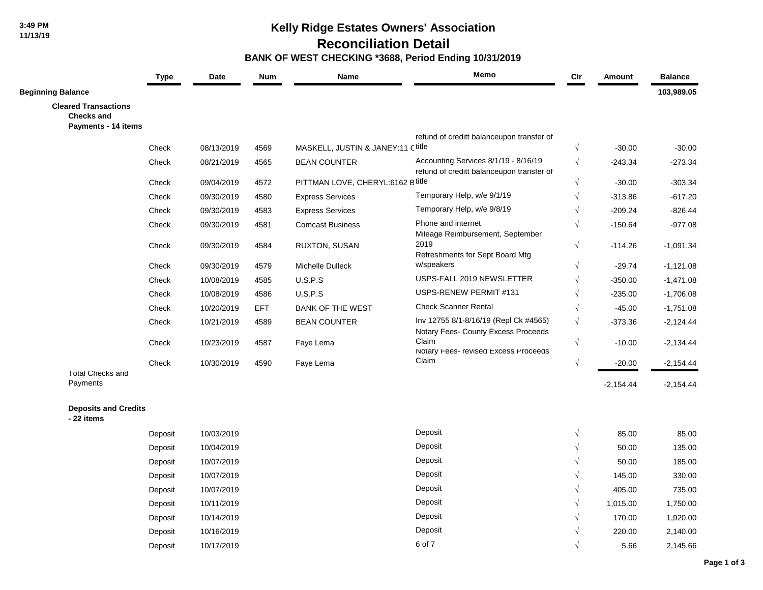3:49 PM
11/13/19

# Kelly Ridge Estates Owners' Association
## Reconciliation Detail
### BANK OF WEST CHECKING *3688, Period Ending 10/31/2019

| | Type | Date | Num | Name | Memo | Clr | Amount | Balance |
|---|---|---|---|---|---|---|---|---|
| **Beginning Balance** | | | | | | | | **103,989.05** |
| **Cleared Transactions** | | | | | | | | |
| **Checks and Payments - 14 items** | | | | | | | | |
| | Check | 08/13/2019 | 4569 | MASKELL, JUSTIN & JANEY:11 C | refund of creditt balanceupon transfer of title | √ | -30.00 | -30.00 |
| | Check | 08/21/2019 | 4565 | BEAN COUNTER | Accounting Services 8/1/19 - 8/16/19 | √ | -243.34 | -273.34 |
| | Check | 09/04/2019 | 4572 | PITTMAN LOVE, CHERYL:6162 B | refund of creditt balanceupon transfer of title | √ | -30.00 | -303.34 |
| | Check | 09/30/2019 | 4580 | Express Services | Temporary Help, w/e 9/1/19 | √ | -313.86 | -617.20 |
| | Check | 09/30/2019 | 4583 | Express Services | Temporary Help, w/e 9/8/19 | √ | -209.24 | -826.44 |
| | Check | 09/30/2019 | 4581 | Comcast Business | Phone and internet | √ | -150.64 | -977.08 |
| | Check | 09/30/2019 | 4584 | RUXTON, SUSAN | Mileage Reimbursement, September 2019 | √ | -114.26 | -1,091.34 |
| | Check | 09/30/2019 | 4579 | Michelle Dulleck | Refreshments for Sept Board Mtg w/speakers | √ | -29.74 | -1,121.08 |
| | Check | 10/08/2019 | 4585 | U.S.P.S | USPS-FALL 2019 NEWSLETTER | √ | -350.00 | -1,471.08 |
| | Check | 10/08/2019 | 4586 | U.S.P.S | USPS-RENEW PERMIT #131 | √ | -235.00 | -1,706.08 |
| | Check | 10/20/2019 | EFT | BANK OF THE WEST | Check Scanner Rental | √ | -45.00 | -1,751.08 |
| | Check | 10/21/2019 | 4589 | BEAN COUNTER | Inv 12755 8/1-8/16/19 (Repl Ck #4565) | √ | -373.36 | -2,124.44 |
| | Check | 10/23/2019 | 4587 | Faye Lema | Notary Fees- County Excess Proceeds Claim | √ | -10.00 | -2,134.44 |
| | Check | 10/30/2019 | 4590 | Faye Lema | Notary Fees- revised Excess Proceeds Claim | √ | -20.00 | -2,154.44 |
| Total Checks and Payments | | | | | | | -2,154.44 | -2,154.44 |
| **Deposits and Credits - 22 items** | | | | | | | | |
| | Deposit | 10/03/2019 | | | Deposit | √ | 85.00 | 85.00 |
| | Deposit | 10/04/2019 | | | Deposit | √ | 50.00 | 135.00 |
| | Deposit | 10/07/2019 | | | Deposit | √ | 50.00 | 185.00 |
| | Deposit | 10/07/2019 | | | Deposit | √ | 145.00 | 330.00 |
| | Deposit | 10/07/2019 | | | Deposit | √ | 405.00 | 735.00 |
| | Deposit | 10/11/2019 | | | Deposit | √ | 1,015.00 | 1,750.00 |
| | Deposit | 10/14/2019 | | | Deposit | √ | 170.00 | 1,920.00 |
| | Deposit | 10/16/2019 | | | Deposit | √ | 220.00 | 2,140.00 |
| | Deposit | 10/17/2019 | | | 6 of 7 | √ | 5.66 | 2,145.66 |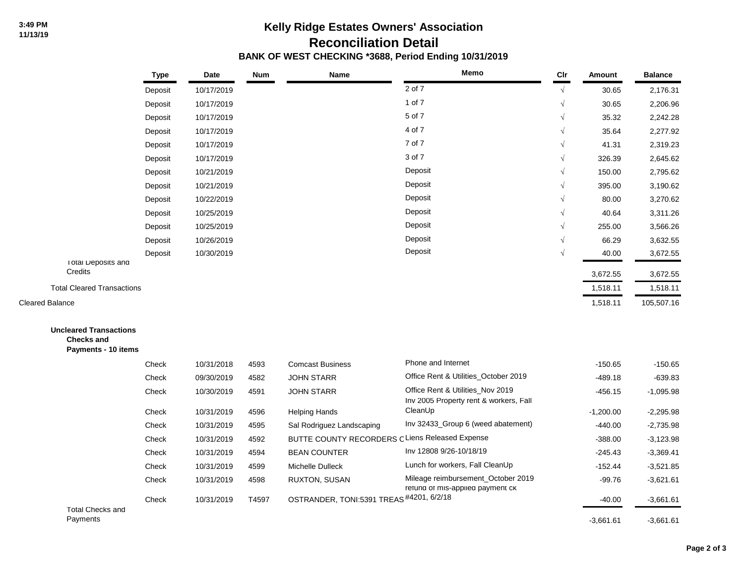# Kelly Ridge Estates Owners' Association

## Reconciliation Detail

### BANK OF WEST CHECKING *3688, Period Ending 10/31/2019

| | Type | Date | Num | Name | Memo | Clr | Amount | Balance |
|---|---|---|---|---|---|---|---|---|
| | Deposit | 10/17/2019 | | | 2 of 7 | √ | 30.65 | 2,176.31 |
| | Deposit | 10/17/2019 | | | 1 of 7 | √ | 30.65 | 2,206.96 |
| | Deposit | 10/17/2019 | | | 5 of 7 | √ | 35.32 | 2,242.28 |
| | Deposit | 10/17/2019 | | | 4 of 7 | √ | 35.64 | 2,277.92 |
| | Deposit | 10/17/2019 | | | 7 of 7 | √ | 41.31 | 2,319.23 |
| | Deposit | 10/17/2019 | | | 3 of 7 | √ | 326.39 | 2,645.62 |
| | Deposit | 10/21/2019 | | | Deposit | √ | 150.00 | 2,795.62 |
| | Deposit | 10/21/2019 | | | Deposit | √ | 395.00 | 3,190.62 |
| | Deposit | 10/22/2019 | | | Deposit | √ | 80.00 | 3,270.62 |
| | Deposit | 10/25/2019 | | | Deposit | √ | 40.64 | 3,311.26 |
| | Deposit | 10/25/2019 | | | Deposit | √ | 255.00 | 3,566.26 |
| | Deposit | 10/26/2019 | | | Deposit | √ | 66.29 | 3,632.55 |
| | Deposit | 10/30/2019 | | | Deposit | √ | 40.00 | 3,672.55 |
| Total Deposits and Credits | | | | | | | 3,672.55 | 3,672.55 |
| Total Cleared Transactions | | | | | | | 1,518.11 | 1,518.11 |
| Cleared Balance | | | | | | | 1,518.11 | 105,507.16 |
| **Uncleared Transactions** | | | | | | | | |
| **Checks and Payments - 10 items** | | | | | | | | |
| | Check | 10/31/2018 | 4593 | Comcast Business | Phone and Internet | | -150.65 | -150.65 |
| | Check | 09/30/2019 | 4582 | JOHN STARR | Office Rent & Utilities_October 2019 | | -489.18 | -639.83 |
| | Check | 10/30/2019 | 4591 | JOHN STARR | Office Rent & Utilities_Nov 2019 | | -456.15 | -1,095.98 |
| | Check | 10/31/2019 | 4596 | Helping Hands | Inv 2005 Property rent & workers, Fall CleanUp | | -1,200.00 | -2,295.98 |
| | Check | 10/31/2019 | 4595 | Sal Rodriguez Landscaping | Inv 32433_Group 6 (weed abatement) | | -440.00 | -2,735.98 |
| | Check | 10/31/2019 | 4592 | BUTTE COUNTY RECORDERS C | Liens Released Expense | | -388.00 | -3,123.98 |
| | Check | 10/31/2019 | 4594 | BEAN COUNTER | Inv 12808 9/26-10/18/19 | | -245.43 | -3,369.41 |
| | Check | 10/31/2019 | 4599 | Michelle Dulleck | Lunch for workers, Fall CleanUp | | -152.44 | -3,521.85 |
| | Check | 10/31/2019 | 4598 | RUXTON, SUSAN | Mileage reimbursement_October 2019 | | -99.76 | -3,621.61 |
| | Check | 10/31/2019 | T4597 | OSTRANDER, TONI:5391 TREAS | refund of mis-applied payment ck #4201, 6/2/18 | | -40.00 | -3,661.61 |
| Total Checks and Payments | | | | | | | -3,661.61 | -3,661.61 |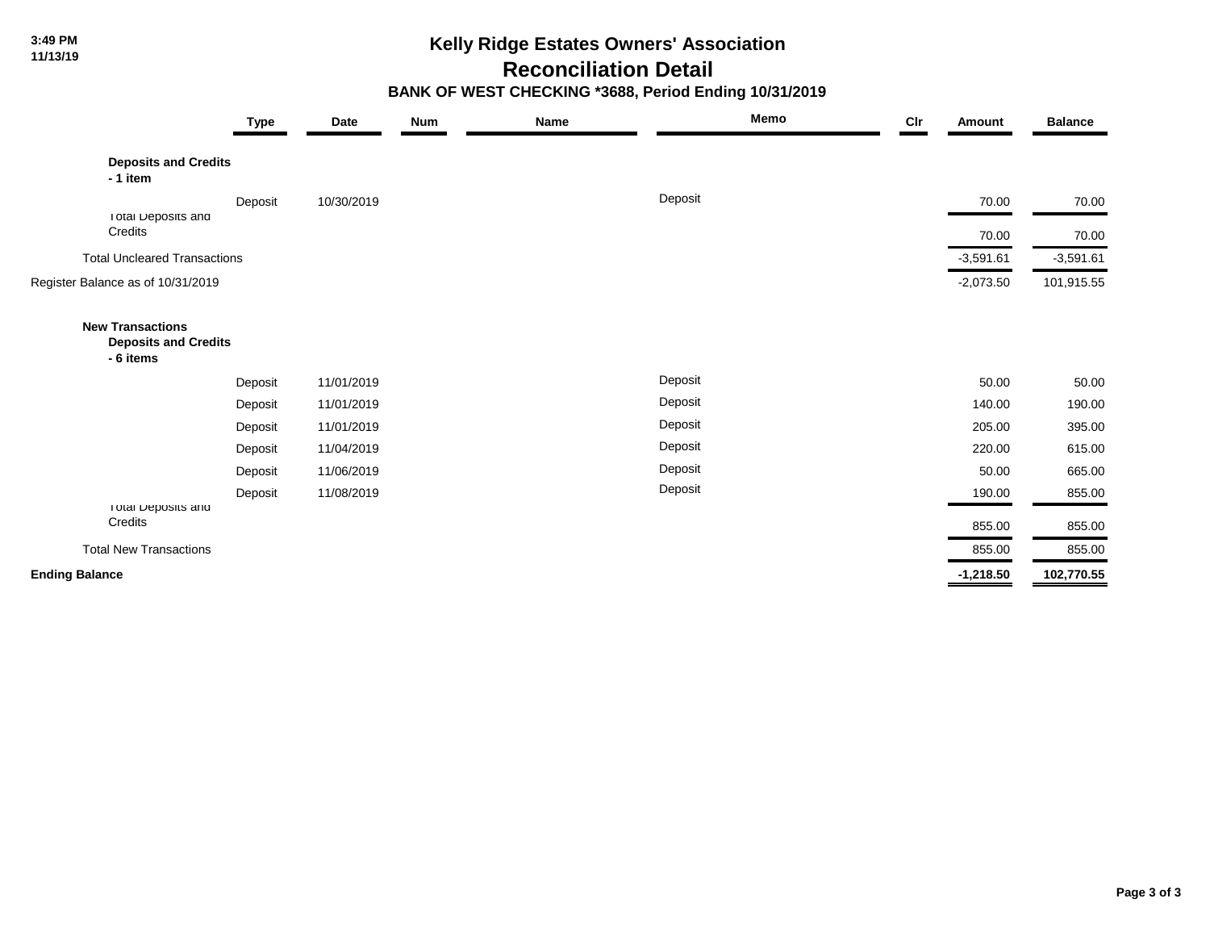# Kelly Ridge Estates Owners' Association

## Reconciliation Detail

### BANK OF WEST CHECKING *3688, Period Ending 10/31/2019

| | Type | Date | Num | Name | Memo | Clr | Amount | Balance |
|---|---|---|---|---|---|---|---|---|
| **Deposits and Credits - 1 item** | | | | | | | | |
| | Deposit | 10/30/2019 | | | Deposit | | 70.00 | 70.00 |
| Total Deposits and Credits | | | | | | | 70.00 | 70.00 |
| Total Uncleared Transactions | | | | | | | -3,591.61 | -3,591.61 |
| Register Balance as of 10/31/2019 | | | | | | | -2,073.50 | 101,915.55 |
| **New Transactions** | | | | | | | | |
| **Deposits and Credits - 6 items** | | | | | | | | |
| | Deposit | 11/01/2019 | | | Deposit | | 50.00 | 50.00 |
| | Deposit | 11/01/2019 | | | Deposit | | 140.00 | 190.00 |
| | Deposit | 11/01/2019 | | | Deposit | | 205.00 | 395.00 |
| | Deposit | 11/04/2019 | | | Deposit | | 220.00 | 615.00 |
| | Deposit | 11/06/2019 | | | Deposit | | 50.00 | 665.00 |
| | Deposit | 11/08/2019 | | | Deposit | | 190.00 | 855.00 |
| Total Deposits and Credits | | | | | | | 855.00 | 855.00 |
| Total New Transactions | | | | | | | 855.00 | 855.00 |
| **Ending Balance** | | | | | | | **-1,218.50** | **102,770.55** |